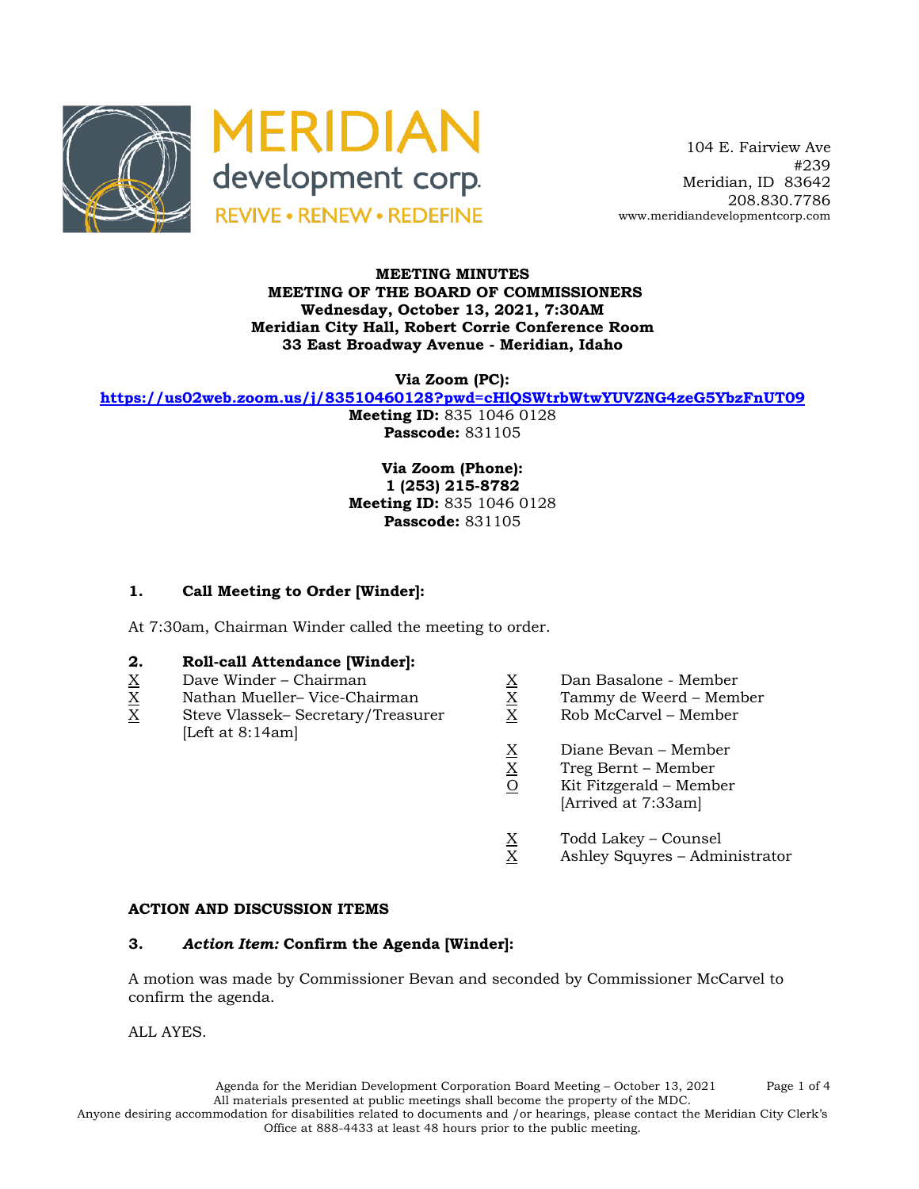MERIDIAN development corp.
REVIVE • RENEW • REDEFINE

104 E. Fairview Ave
#239
Meridian, ID 83642
208.830.7786
www.meridiandevelopmentcorp.com

**MEETING MINUTES**
**MEETING OF THE BOARD OF COMMISSIONERS**
**Wednesday, October 13, 2021, 7:30AM**
**Meridian City Hall, Robert Corrie Conference Room**
**33 East Broadway Avenue - Meridian, Idaho**

**Via Zoom (PC):**
**https://us02web.zoom.us/j/83510460128?pwd=cHlQSWtrbWtwYUVZNG4zeG5YbzFnUT09**
**Meeting ID:** 835 1046 0128
**Passcode:** 831105

**Via Zoom (Phone):**
**1 (253) 215-8782**
**Meeting ID:** 835 1046 0128
**Passcode:** 831105

### 1. Call Meeting to Order [Winder]:

At 7:30am, Chairman Winder called the meeting to order.

### 2. Roll-call Attendance [Winder]:

X Dave Winder – Chairman
X Nathan Mueller– Vice-Chairman
X Steve Vlassek– Secretary/Treasurer [Left at 8:14am]

X Dan Basalone - Member
X Tammy de Weerd – Member
X Rob McCarvel – Member

X Diane Bevan – Member
X Treg Bernt – Member
O Kit Fitzgerald – Member [Arrived at 7:33am]

X Todd Lakey – Counsel
X Ashley Squyres – Administrator

## ACTION AND DISCUSSION ITEMS

### 3. *Action Item:* Confirm the Agenda [Winder]:

A motion was made by Commissioner Bevan and seconded by Commissioner McCarvel to confirm the agenda.

ALL AYES.

Agenda for the Meridian Development Corporation Board Meeting – October 13, 2021
All materials presented at public meetings shall become the property of the MDC.
Anyone desiring accommodation for disabilities related to documents and /or hearings, please contact the Meridian City Clerk's Office at 888-4433 at least 48 hours prior to the public meeting.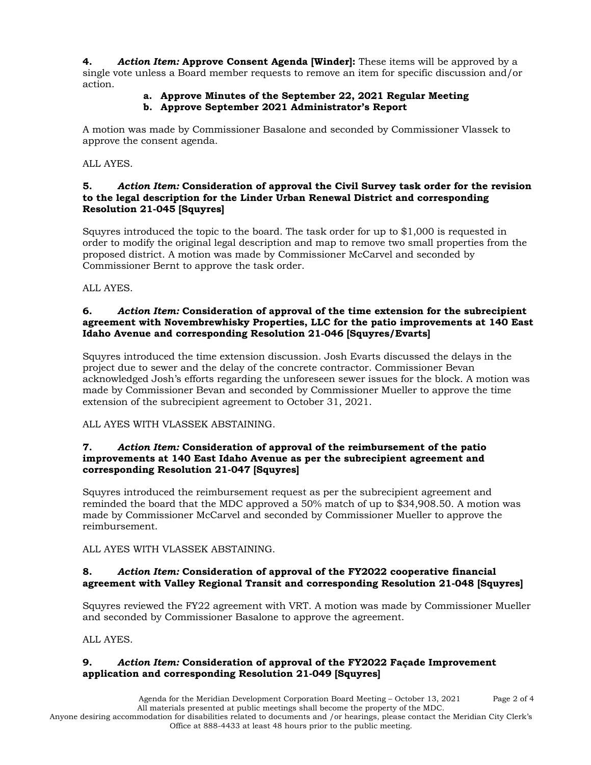**4.** ***Action Item:* Approve Consent Agenda [Winder]:** These items will be approved by a single vote unless a Board member requests to remove an item for specific discussion and/or action.

- **a. Approve Minutes of the September 22, 2021 Regular Meeting**
- **b. Approve September 2021 Administrator's Report**

A motion was made by Commissioner Basalone and seconded by Commissioner Vlassek to approve the consent agenda.

ALL AYES.

**5.** ***Action Item:* Consideration of approval the Civil Survey task order for the revision to the legal description for the Linder Urban Renewal District and corresponding Resolution 21-045 [Squyres]**

Squyres introduced the topic to the board. The task order for up to $1,000 is requested in order to modify the original legal description and map to remove two small properties from the proposed district. A motion was made by Commissioner McCarvel and seconded by Commissioner Bernt to approve the task order.

ALL AYES.

**6.** ***Action Item:* Consideration of approval of the time extension for the subrecipient agreement with Novembrewhisky Properties, LLC for the patio improvements at 140 East Idaho Avenue and corresponding Resolution 21-046 [Squyres/Evarts]**

Squyres introduced the time extension discussion. Josh Evarts discussed the delays in the project due to sewer and the delay of the concrete contractor. Commissioner Bevan acknowledged Josh's efforts regarding the unforeseen sewer issues for the block. A motion was made by Commissioner Bevan and seconded by Commissioner Mueller to approve the time extension of the subrecipient agreement to October 31, 2021.

ALL AYES WITH VLASSEK ABSTAINING.

**7.** ***Action Item:* Consideration of approval of the reimbursement of the patio improvements at 140 East Idaho Avenue as per the subrecipient agreement and corresponding Resolution 21-047 [Squyres]**

Squyres introduced the reimbursement request as per the subrecipient agreement and reminded the board that the MDC approved a 50% match of up to $34,908.50. A motion was made by Commissioner McCarvel and seconded by Commissioner Mueller to approve the reimbursement.

ALL AYES WITH VLASSEK ABSTAINING.

**8.** ***Action Item:* Consideration of approval of the FY2022 cooperative financial agreement with Valley Regional Transit and corresponding Resolution 21-048 [Squyres]**

Squyres reviewed the FY22 agreement with VRT. A motion was made by Commissioner Mueller and seconded by Commissioner Basalone to approve the agreement.

ALL AYES.

**9.** ***Action Item:* Consideration of approval of the FY2022 Façade Improvement application and corresponding Resolution 21-049 [Squyres]**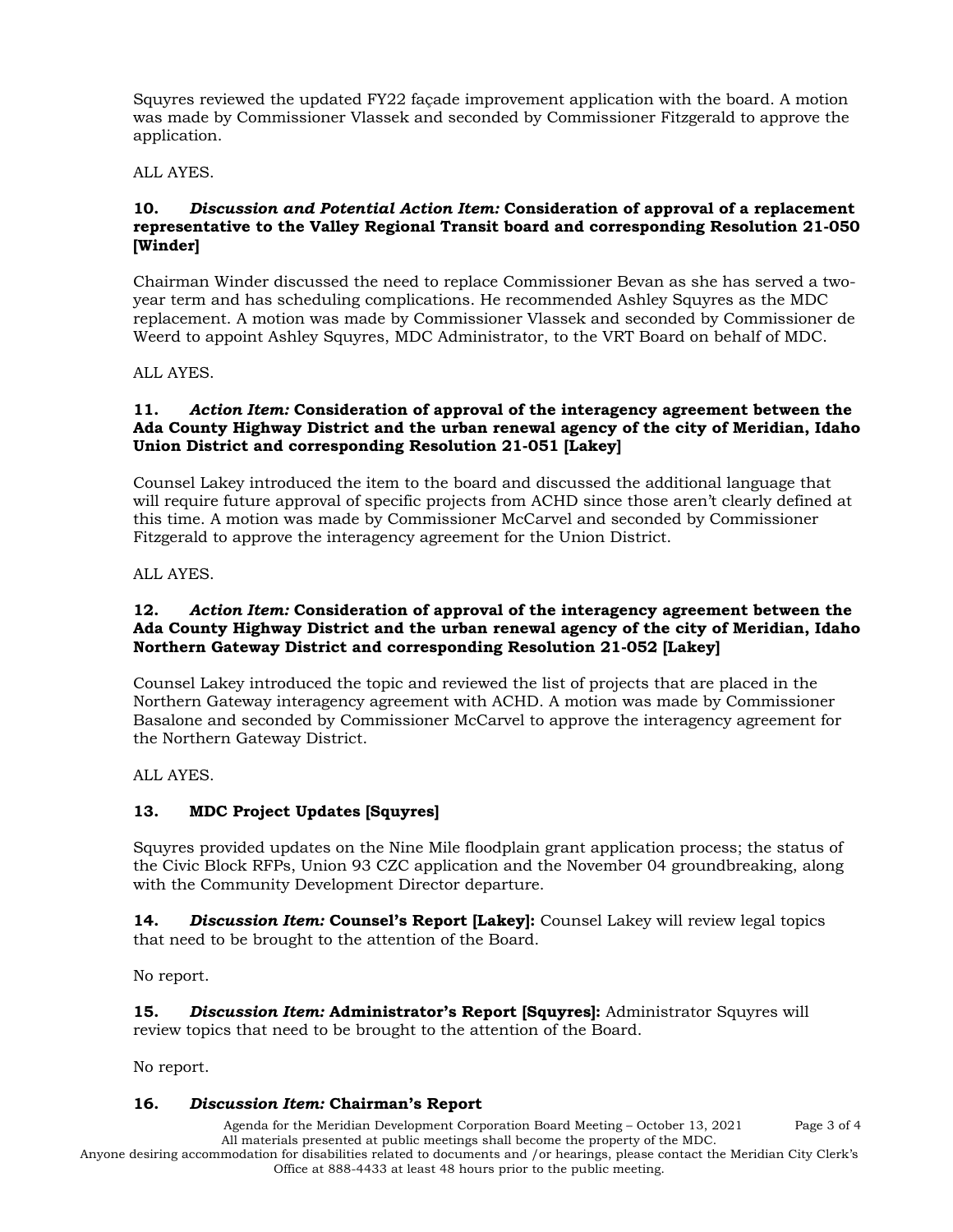Squyres reviewed the updated FY22 façade improvement application with the board. A motion was made by Commissioner Vlassek and seconded by Commissioner Fitzgerald to approve the application.

ALL AYES.

**10. *Discussion and Potential Action Item:* Consideration of approval of a replacement representative to the Valley Regional Transit board and corresponding Resolution 21-050 [Winder]**

Chairman Winder discussed the need to replace Commissioner Bevan as she has served a two-year term and has scheduling complications. He recommended Ashley Squyres as the MDC replacement. A motion was made by Commissioner Vlassek and seconded by Commissioner de Weerd to appoint Ashley Squyres, MDC Administrator, to the VRT Board on behalf of MDC.

ALL AYES.

**11. *Action Item:* Consideration of approval of the interagency agreement between the Ada County Highway District and the urban renewal agency of the city of Meridian, Idaho Union District and corresponding Resolution 21-051 [Lakey]**

Counsel Lakey introduced the item to the board and discussed the additional language that will require future approval of specific projects from ACHD since those aren't clearly defined at this time. A motion was made by Commissioner McCarvel and seconded by Commissioner Fitzgerald to approve the interagency agreement for the Union District.

ALL AYES.

**12. *Action Item:* Consideration of approval of the interagency agreement between the Ada County Highway District and the urban renewal agency of the city of Meridian, Idaho Northern Gateway District and corresponding Resolution 21-052 [Lakey]**

Counsel Lakey introduced the topic and reviewed the list of projects that are placed in the Northern Gateway interagency agreement with ACHD. A motion was made by Commissioner Basalone and seconded by Commissioner McCarvel to approve the interagency agreement for the Northern Gateway District.

ALL AYES.

**13. MDC Project Updates [Squyres]**

Squyres provided updates on the Nine Mile floodplain grant application process; the status of the Civic Block RFPs, Union 93 CZC application and the November 04 groundbreaking, along with the Community Development Director departure.

**14. *Discussion Item:* Counsel's Report [Lakey]:** Counsel Lakey will review legal topics that need to be brought to the attention of the Board.

No report.

**15. *Discussion Item:* Administrator's Report [Squyres]:** Administrator Squyres will review topics that need to be brought to the attention of the Board.

No report.

**16. *Discussion Item:* Chairman's Report**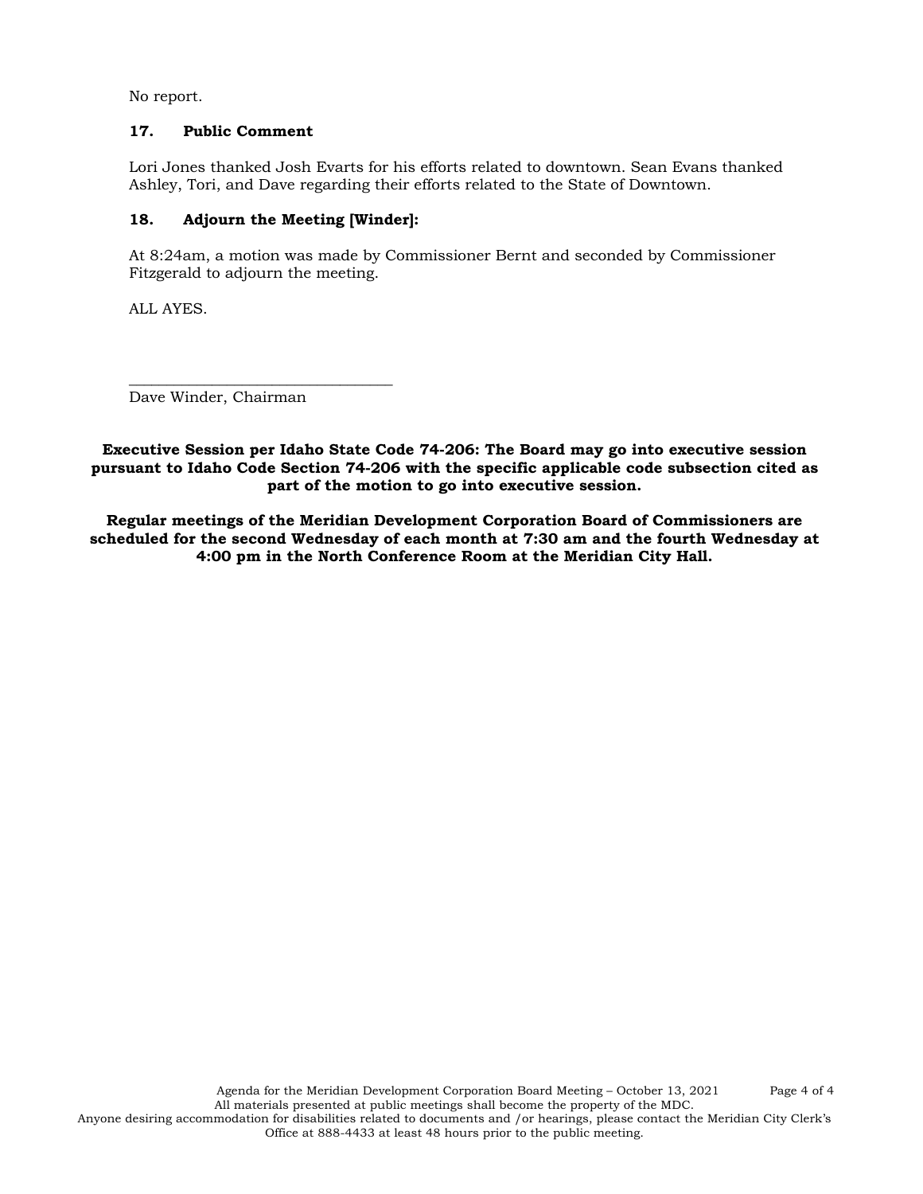No report.

### 17. Public Comment

Lori Jones thanked Josh Evarts for his efforts related to downtown. Sean Evans thanked Ashley, Tori, and Dave regarding their efforts related to the State of Downtown.

### 18. Adjourn the Meeting [Winder]:

At 8:24am, a motion was made by Commissioner Bernt and seconded by Commissioner Fitzgerald to adjourn the meeting.

ALL AYES.

\_\_\_\_\_\_\_\_\_\_\_\_\_\_\_\_\_\_\_\_\_\_\_\_\_\_\_\_\_\_\_\_\_\_

Dave Winder, Chairman

**Executive Session per Idaho State Code 74-206: The Board may go into executive session pursuant to Idaho Code Section 74-206 with the specific applicable code subsection cited as part of the motion to go into executive session.**

**Regular meetings of the Meridian Development Corporation Board of Commissioners are scheduled for the second Wednesday of each month at 7:30 am and the fourth Wednesday at 4:00 pm in the North Conference Room at the Meridian City Hall.**

Agenda for the Meridian Development Corporation Board Meeting – October 13, 2021

All materials presented at public meetings shall become the property of the MDC.

Anyone desiring accommodation for disabilities related to documents and /or hearings, please contact the Meridian City Clerk's Office at 888-4433 at least 48 hours prior to the public meeting.